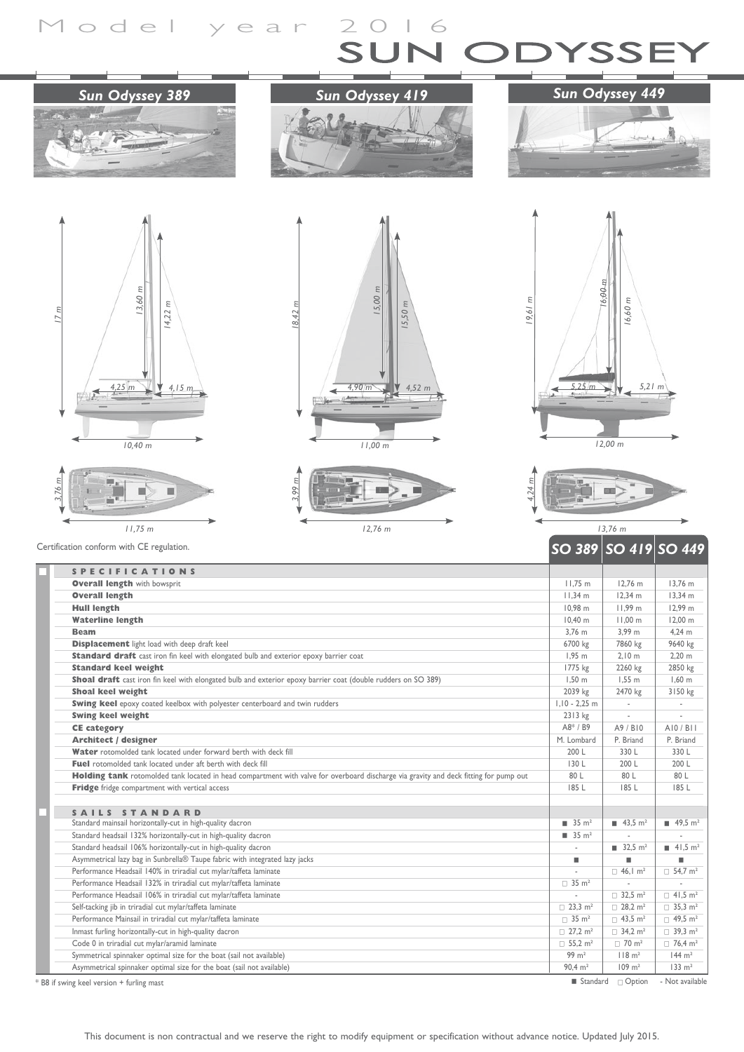Model year 2016

# SUN ODYSSEY

## Sun Odyssey 389

## Sun Odyssey 419

## Sun Odyssey 449

Certification conform with CE regulation.

| SPECIFICATIONS | SO 389 | SO 419 | SO 449 |
|---|---|---|---|
| **Overall length** with bowsprit | 11,75 m | 12,76 m | 13,76 m |
| **Overall length** | 11,34 m | 12,34 m | 13,34 m |
| **Hull length** | 10,98 m | 11,99 m | 12,99 m |
| **Waterline length** | 10,40 m | 11,00 m | 12,00 m |
| **Beam** | 3,76 m | 3,99 m | 4,24 m |
| **Displacement** light load with deep draft keel | 6700 kg | 7860 kg | 9640 kg |
| **Standard draft** cast iron fin keel with elongated bulb and exterior epoxy barrier coat | 1,95 m | 2,10 m | 2,20 m |
| **Standard keel weight** | 1775 kg | 2260 kg | 2850 kg |
| **Shoal draft** cast iron fin keel with elongated bulb and exterior epoxy barrier coat (double rudders on SO 389) | 1,50 m | 1,55 m | 1,60 m |
| **Shoal keel weight** | 2039 kg | 2470 kg | 3150 kg |
| **Swing keel** epoxy coated keelbox with polyester centerboard and twin rudders | 1,10 - 2,25 m | - | - |
| **Swing keel weight** | 2313 kg | - | - |
| **CE category** | A8* / B9 | A9 / B10 | A10 / B11 |
| **Architect / designer** | M. Lombard | P. Briand | P. Briand |
| **Water** rotomolded tank located under forward berth with deck fill | 200 L | 330 L | 330 L |
| **Fuel** rotomolded tank located under aft berth with deck fill | 130 L | 200 L | 200 L |
| **Holding tank** rotomolded tank located in head compartment with valve for overboard discharge via gravity and deck fitting for pump out | 80 L | 80 L | 80 L |
| **Fridge** fridge compartment with vertical access | 185 L | 185 L | 185 L |
| **SAILS STANDARD** | | | |
| Standard mainsail horizontally-cut in high-quality dacron | ■ 35 m² | ■ 43,5 m² | ■ 49,5 m² |
| Standard headsail 132% horizontally-cut in high-quality dacron | ■ 35 m² | - | - |
| Standard headsail 106% horizontally-cut in high-quality dacron | - | ■ 32,5 m² | ■ 41,5 m² |
| Asymmetrical lazy bag in Sunbrella® Taupe fabric with integrated lazy jacks | ■ | ■ | ■ |
| Performance Headsail 140% in triradial cut mylar/taffeta laminate | - | □ 46,1 m² | □ 54,7 m² |
| Performance Headsail 132% in triradial cut mylar/taffeta laminate | □ 35 m² | - | - |
| Performance Headsail 106% in triradial cut mylar/taffeta laminate | - | □ 32,5 m² | □ 41,5 m² |
| Self-tacking jib in triradial cut mylar/taffeta laminate | □ 23,3 m² | □ 28,2 m² | □ 35,3 m² |
| Performance Mainsail in triradial cut mylar/taffeta laminate | □ 35 m² | □ 43,5 m² | □ 49,5 m² |
| Inmast furling horizontally-cut in high-quality dacron | □ 27,2 m² | □ 34,2 m² | □ 39,3 m² |
| Code 0 in triradial cut mylar/aramid laminate | □ 55,2 m² | □ 70 m² | □ 76,4 m² |
| Symmetrical spinnaker optimal size for the boat (sail not available) | 99 m² | 118 m² | 144 m² |
| Asymmetrical spinnaker optimal size for the boat (sail not available) | 90,4 m² | 109 m² | 133 m² |

\* B8 if swing keel version + furling mast

■ Standard □ Option - Not available

This document is non contractual and we reserve the right to modify equipment or specification without advance notice. Updated July 2015.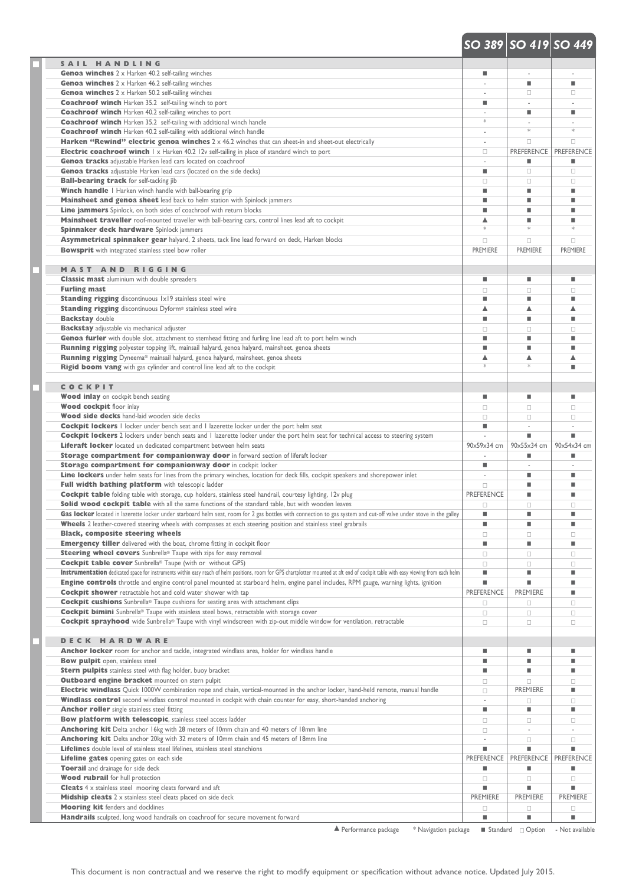| | SO 389 | SO 419 | SO 449 |
|---|---|---|---|
| **SAIL HANDLING** | | | |
| **Genoa winches** 2 x Harken 40.2 self-tailing winches | ■ | - | - |
| **Genoa winches** 2 x Harken 46.2 self-tailing winches | - | ■ | ■ |
| **Genoa winches** 2 x Harken 50.2 self-tailing winches | - | □ | □ |
| **Coachroof winch** Harken 35.2 self-tailing winch to port | ■ | - | - |
| **Coachroof winch** Harken 40.2 self-tailing winches to port | - | ■ | ■ |
| **Coachroof winch** Harken 35.2 self-tailing with additional winch handle | * | - | - |
| **Coachroof winch** Harken 40.2 self-tailing with additional winch handle | - | * | * |
| **Harken "Rewind" electric genoa winches** 2 x 46.2 winches that can sheet-in and sheet-out electrically | - | □ | □ |
| **Electric coachroof winch** 1 x Harken 40.2 12v self-tailing in place of standard winch to port | □ | PREFERENCE | PREFERENCE |
| **Genoa tracks** adjustable Harken lead cars located on coachroof | - | ■ | ■ |
| **Genoa tracks** adjustable Harken lead cars (located on the side decks) | ■ | □ | □ |
| **Ball-bearing track** for self-tacking jib | □ | □ | □ |
| **Winch handle** 1 Harken winch handle with ball-bearing grip | ■ | ■ | ■ |
| **Mainsheet and genoa sheet** lead back to helm station with Spinlock jammers | ■ | ■ | ■ |
| **Line jammers** Spinlock, on both sides of coachroof with return blocks | ■ | ■ | ■ |
| **Mainsheet traveller** roof-mounted traveller with ball-bearing cars, control lines lead aft to cockpit | ▲ | ■ | ■ |
| **Spinnaker deck hardware** Spinlock jammers | * | * | * |
| **Asymmetrical spinnaker gear** halyard, 2 sheets, tack line lead forward on deck, Harken blocks | □ | □ | □ |
| **Bowsprit** with integrated stainless steel bow roller | PREMIERE | PREMIERE | PREMIERE |
| **MAST AND RIGGING** | | | |
| **Classic mast** aluminium with double spreaders | ■ | ■ | ■ |
| **Furling mast** | □ | □ | □ |
| **Standing rigging** discontinuous 1x19 stainless steel wire | ■ | ■ | ■ |
| **Standing rigging** discontinuous Dyform® stainless steel wire | ▲ | ▲ | ▲ |
| **Backstay** double | ■ | ■ | ■ |
| **Backstay** adjustable via mechanical adjuster | □ | □ | □ |
| **Genoa furler** with double slot, attachment to stemhead fitting and furling line lead aft to port helm winch | ■ | ■ | ■ |
| **Running rigging** polyester topping lift, mainsail halyard, genoa halyard, mainsheet, genoa sheets | ■ | ■ | ■ |
| **Running rigging** Dyneema® mainsail halyard, genoa halyard, mainsheet, genoa sheets | ▲ | ▲ | ▲ |
| **Rigid boom vang** with gas cylinder and control line lead aft to the cockpit | * | * | ■ |
| **COCKPIT** | | | |
| **Wood inlay** on cockpit bench seating | ■ | ■ | ■ |
| **Wood cockpit** floor inlay | □ | □ | □ |
| **Wood side decks** hand-laid wooden side decks | □ | □ | □ |
| **Cockpit lockers** 1 locker under bench seat and 1 lazerette locker under the port helm seat | ■ | - | - |
| **Cockpit lockers** 2 lockers under bench seats and 1 lazerette locker under the port helm seat for technical access to steering system | - | ■ | ■ |
| **Liferaft locker** located un dedicated compartment between helm seats | 90x59x34 cm | 90x55x34 cm | 90x54x34 cm |
| **Storage compartment for companionway door** in forward section of liferaft locker | - | ■ | ■ |
| **Storage compartment for companionway door** in cockpit locker | ■ | - | - |
| **Line lockers** under helm seats for lines from the primary winches, location for deck fills, cockpit speakers and shorepower inlet | - | ■ | ■ |
| **Full width bathing platform** with telescopic ladder | □ | ■ | ■ |
| **Cockpit table** folding table with storage, cup holders, stainless steel handrail, courtesy lighting, 12v plug | PREFERENCE | ■ | ■ |
| **Solid wood cockpit table** with all the same functions of the standard table, but with wooden leaves | □ | □ | □ |
| **Gas locker** located in lazerette locker under starboard helm seat, room for 2 gas bottles with connection to gas system and cut-off valve under stove in the galley | ■ | ■ | ■ |
| **Wheels** 2 leather-covered steering wheels with compasses at each steering position and stainless steel grabrails | ■ | ■ | ■ |
| **Black, composite steering wheels** | □ | □ | □ |
| **Emergency tiller** delivered with the boat, chrome fitting in cockpit floor | ■ | ■ | ■ |
| **Steering wheel covers** Sunbrella® Taupe with zips for easy removal | □ | □ | □ |
| **Cockpit table cover** Sunbrella® Taupe (with or without GPS) | □ | □ | □ |
| **Instrumentation** dedicated space for instruments within easy reach of helm positions, room for GPS chartplotter mounted at aft end of cockpit table with easy viewing from each helm | ■ | ■ | ■ |
| **Engine controls** throttle and engine control panel mounted at starboard helm, engine panel includes, RPM gauge, warning lights, ignition | ■ | ■ | ■ |
| **Cockpit shower** retractable hot and cold water shower with tap | PREFERENCE | PREMIERE | ■ |
| **Cockpit cushions** Sunbrella® Taupe cushions for seating area with attachment clips | □ | □ | □ |
| **Cockpit bimini** Sunbrella® Taupe with stainless steel bows, retractable with storage cover | □ | □ | □ |
| **Cockpit sprayhood** wide Sunbrella® Taupe with vinyl windscreen with zip-out middle window for ventilation, retractable | □ | □ | □ |
| **DECK HARDWARE** | | | |
| **Anchor locker** room for anchor and tackle, integrated windlass area, holder for windlass handle | ■ | ■ | ■ |
| **Bow pulpit** open, stainless steel | ■ | ■ | ■ |
| **Stern pulpits** stainless steel with flag holder, buoy bracket | ■ | ■ | ■ |
| **Outboard engine bracket** mounted on stern pulpit | □ | □ | □ |
| **Electric windlass** Quick 1000W combination rope and chain, vertical-mounted in the anchor locker, hand-held remote, manual handle | □ | PREMIERE | ■ |
| **Windlass control** second windlass control mounted in cockpit with chain counter for easy, short-handed anchoring | - | □ | □ |
| **Anchor roller** single stainless steel fitting | ■ | ■ | ■ |
| **Bow platform with telescopic**, stainless steel access ladder | □ | □ | □ |
| **Anchoring kit** Delta anchor 16kg with 28 meters of 10mm chain and 40 meters of 18mm line | □ | - | - |
| **Anchoring kit** Delta anchor 20kg with 32 meters of 10mm chain and 45 meters of 18mm line | - | □ | □ |
| **Lifelines** double level of stainless steel lifelines, stainless steel stanchions | ■ | ■ | ■ |
| **Lifeline gates** opening gates on each side | PREFERENCE | PREFERENCE | PREFERENCE |
| **Toerail** and drainage for side deck | ■ | ■ | ■ |
| **Wood rubrail** for hull protection | □ | □ | □ |
| **Cleats** 4 x stainless steel mooring cleats forward and aft | ■ | ■ | ■ |
| **Midship cleats** 2 x stainless steel cleats placed on side deck | PREMIERE | PREMIERE | PREMIERE |
| **Mooring kit** fenders and docklines | □ | □ | □ |
| **Handrails** sculpted, long wood handrails on coachroof for secure movement forward | ■ | ■ | ■ |

▲ Performance package * Navigation package ■ Standard □ Option - Not available

This document is non contractual and we reserve the right to modify equipment or specification without advance notice. Updated July 2015.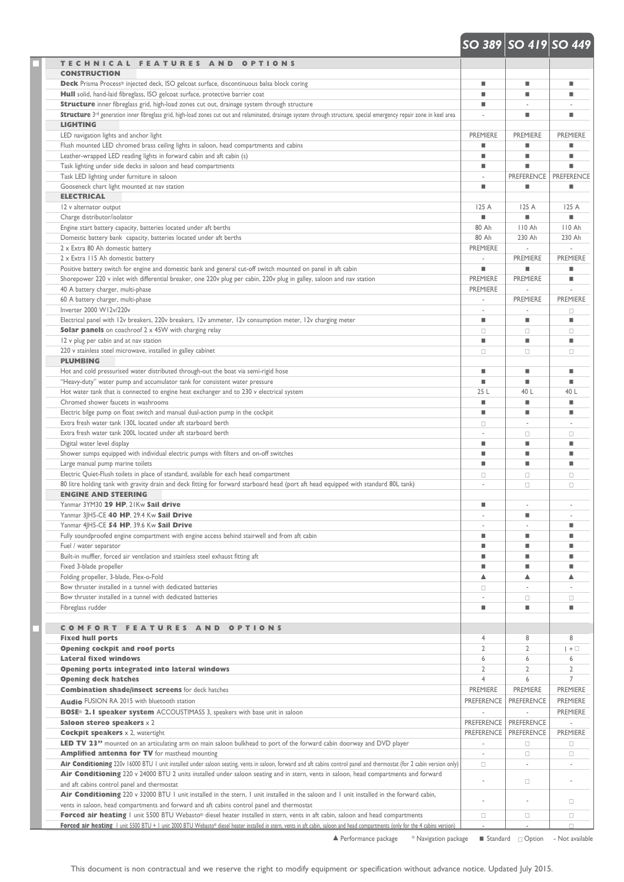| | SO 389 | SO 419 | SO 449 |
|---|---|---|---|
| **TECHNICAL FEATURES AND OPTIONS** | | | |
| **CONSTRUCTION** | | | |
| **Deck** Prisma Process® injected deck, ISO gelcoat surface, discontinuous balsa block coring | ■ | ■ | ■ |
| **Hull** solid, hand-laid fibreglass, ISO gelcoat surface, protective barrier coat | ■ | ■ | ■ |
| **Structure** inner fibreglass grid, high-load zones cut out, drainage system through structure | ■ | - | - |
| **Structure** 3rd generation inner fibreglass grid, high-load zones cut out and relaminated, drainage system through structure, special emergency repair zone in keel area | - | ■ | ■ |
| **LIGHTING** | | | |
| LED navigation lights and anchor light | PREMIERE | PREMIERE | PREMIERE |
| Flush mounted LED chromed brass ceiling lights in saloon, head compartments and cabins | ■ | ■ | ■ |
| Leather-wrapped LED reading lights in forward cabin and aft cabin (s) | ■ | ■ | ■ |
| Task lighting under side decks in saloon and head compartments | ■ | ■ | ■ |
| Task LED lighting under furniture in saloon | - | PREFERENCE | PREFERENCE |
| Gooseneck chart light mounted at nav station | ■ | ■ | ■ |
| **ELECTRICAL** | | | |
| 12 v alternator output | 125 A | 125 A | 125 A |
| Charge distributor/isolator | ■ | ■ | ■ |
| Engine start battery capacity, batteries located under aft berths | 80 Ah | 110 Ah | 110 Ah |
| Domestic battery bank capacity, batteries located under aft berths | 80 Ah | 230 Ah | 230 Ah |
| 2 x Extra 80 Ah domestic battery | PREMIERE | - | - |
| 2 x Extra 115 Ah domestic battery | - | PREMIERE | PREMIERE |
| Positive battery switch for engine and domestic bank and general cut-off switch mounted on panel in aft cabin | ■ | ■ | ■ |
| Shorepower 220 v inlet with differential breaker, one 220v plug per cabin, 220v plug in galley, saloon and nav station | PREMIERE | PREMIERE | ■ |
| 40 A battery charger, multi-phase | PREMIERE | - | - |
| 60 A battery charger, multi-phase | - | PREMIERE | PREMIERE |
| Inverter 2000 W12v/220v | - | - | □ |
| Electrical panel with 12v breakers, 220v breakers, 12v ammeter, 12v consumption meter, 12v charging meter | ■ | ■ | ■ |
| **Solar panels** on coachroof 2 x 45W with charging relay | □ | □ | □ |
| 12 v plug per cabin and at nav station | ■ | ■ | ■ |
| 220 v stainless steel microwave, installed in galley cabinet | □ | □ | □ |
| **PLUMBING** | | | |
| Hot and cold pressurised water distributed through-out the boat via semi-rigid hose | ■ | ■ | ■ |
| "Heavy-duty" water pump and accumulator tank for consistent water pressure | ■ | ■ | ■ |
| Hot water tank that is connected to engine heat exchanger and to 230 v electrical system | 25 L | 40 L | 40 L |
| Chromed shower faucets in washrooms | ■ | ■ | ■ |
| Electric bilge pump on float switch and manual dual-action pump in the cockpit | ■ | ■ | ■ |
| Extra fresh water tank 130L located under aft starboard berth | □ | - | - |
| Extra fresh water tank 200L located under aft starboard berth | - | □ | □ |
| Digital water level display | ■ | ■ | ■ |
| Shower sumps equipped with individual electric pumps with filters and on-off switches | ■ | ■ | ■ |
| Large manual pump marine toilets | ■ | ■ | ■ |
| Electric Quiet-Flush toilets in place of standard, available for each head compartment | □ | □ | □ |
| 80 litre holding tank with gravity drain and deck fitting for forward starboard head (port aft head equipped with standard 80L tank) | - | □ | □ |
| **ENGINE AND STEERING** | | | |
| Yanmar 3YM30 **29 HP**, 21Kw **Sail drive** | ■ | - | - |
| Yanmar 3JH5-CE **40 HP**, 29.4 Kw **Sail Drive** | - | ■ | - |
| Yanmar 4JH5-CE **54 HP**, 39.6 Kw **Sail Drive** | - | - | ■ |
| Fully soundproofed engine compartment with engine access behind stairwell and from aft cabin | ■ | ■ | ■ |
| Fuel / water separator | ■ | ■ | ■ |
| Built-in muffler, forced air ventilation and stainless steel exhaust fitting aft | ■ | ■ | ■ |
| Fixed 3-blade propeller | ■ | ■ | ■ |
| Folding propeller, 3-blade, Flex-o-Fold | ▲ | ▲ | ▲ |
| Bow thruster installed in a tunnel with dedicated batteries | □ | - | - |
| Bow thruster installed in a tunnel with dedicated batteries | - | □ | □ |
| Fibreglass rudder | ■ | ■ | ■ |
| **COMFORT FEATURES AND OPTIONS** | | | |
| **Fixed hull ports** | 4 | 8 | 8 |
| **Opening cockpit and roof ports** | 2 | 2 | 1 + □ |
| **Lateral fixed windows** | 6 | 6 | 6 |
| **Opening ports integrated into lateral windows** | 2 | 2 | 2 |
| **Opening deck hatches** | 4 | 6 | 7 |
| **Combination shade/insect screens** for deck hatches | PREMIERE | PREMIERE | PREMIERE |
| **Audio** FUSION RA 2015 with bluetooth station | PREFERENCE | PREFERENCE | PREMIERE |
| **BOSE® 2.1 speaker system** ACCOUSTIMASS 3, speakers with base unit in saloon | - | - | PREMIERE |
| **Saloon stereo speakers** x 2 | PREFERENCE | PREFERENCE | - |
| **Cockpit speakers** x 2, watertight | PREFERENCE | PREFERENCE | PREMIERE |
| **LED TV 23"** mounted on an articulating arm on main saloon bulkhead to port of the forward cabin doorway and DVD player | - | □ | □ |
| **Amplified antenna for TV** for masthead mounting | - | □ | □ |
| **Air Conditioning** 220v 16000 BTU 1 unit installed under saloon seating, vents in saloon, forward and aft cabins control panel and thermostat (for 2 cabin version only) | □ | - | - |
| **Air Conditioning** 220 v 24000 BTU 2 units installed under saloon seating and in stern, vents in saloon, head compartments and forward and aft cabins control panel and thermostat | - | □ | - |
| **Air Conditioning** 220 v 32000 BTU 1 unit installed in the stern, 1 unit installed in the saloon and 1 unit installed in the forward cabin, vents in saloon, head compartments and forward and aft cabins control panel and thermostat | - | - | □ |
| **Forced air heating** 1 unit 5500 BTU Webasto® diesel heater installed in stern, vents in aft cabin, saloon and head compartments | □ | □ | □ |
| **Forced air heating** 1 unit 5500 BTU + 1 unit 2000 BTU Webasto® diesel heater installed in stern, vents in aft cabin, saloon and head compartments (only for the 4 cabins version) | - | - | □ |

▲ Performance package * Navigation package ■ Standard □ Option - Not available

This document is non contractual and we reserve the right to modify equipment or specification without advance notice. Updated July 2015.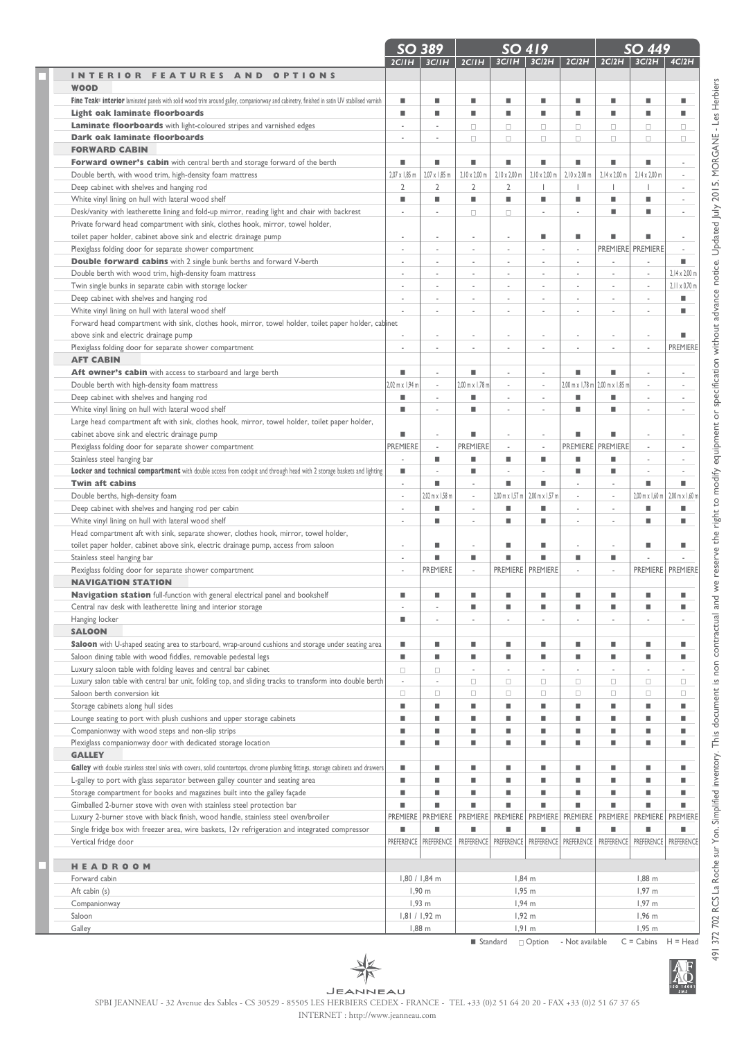| | SO 389 | | SO 419 | | | | SO 449 | | |
|---|---|---|---|---|---|---|---|---|---|
| | 2C/1H | 3C/1H | 2C/1H | 3C/1H | 3C/2H | 2C/2H | 2C/2H | 3C/2H | 4C/2H |
| **INTERIOR FEATURES AND OPTIONS** | | | | | | | | | |
| **WOOD** | | | | | | | | | |
| **Fine Teak® interior** laminated panels with solid wood trim around galley, companionway and cabinetry, finished in satin UV stabilised varnish | ■ | ■ | ■ | ■ | ■ | ■ | ■ | ■ | ■ |
| **Light oak laminate floorboards** | ■ | ■ | ■ | ■ | ■ | ■ | ■ | ■ | ■ |
| **Laminate floorboards** with light-coloured stripes and varnished edges | - | - | □ | □ | □ | □ | □ | □ | □ |
| **Dark oak laminate floorboards** | - | - | □ | □ | □ | □ | □ | □ | □ |
| **FORWARD CABIN** | | | | | | | | | |
| **Forward owner's cabin** with central berth and storage forward of the berth | ■ | ■ | ■ | ■ | ■ | ■ | ■ | ■ | - |
| Double berth, with wood trim, high-density foam mattress | 2,07 x 1,85 m | 2,07 x 1,85 m | 2,10 x 2,00 m | 2,10 x 2,00 m | 2,10 x 2,00 m | 2,10 x 2,00 m | 2,14 x 2,00 m | 2,14 x 2,00 m | - |
| Deep cabinet with shelves and hanging rod | 2 | 2 | 2 | 2 | 1 | 1 | 1 | 1 | - |
| White vinyl lining on hull with lateral wood shelf | ■ | ■ | ■ | ■ | ■ | ■ | ■ | ■ | - |
| Desk/vanity with leatherette lining and fold-up mirror, reading light and chair with backrest | - | - | □ | □ | - | - | ■ | ■ | - |
| Private forward head compartment with sink, clothes hook, mirror, towel holder, toilet paper holder, cabinet above sink and electric drainage pump | - | - | - | - | ■ | ■ | ■ | ■ | - |
| Plexiglass folding door for separate shower compartment | - | - | - | - | - | - | PREMIERE | PREMIERE | - |
| **Double forward cabins** with 2 single bunk berths and forward V-berth | - | - | - | - | - | - | - | - | ■ |
| Double berth with wood trim, high-density foam mattress | - | - | - | - | - | - | - | - | 2,14 x 2,00 m |
| Twin single bunks in separate cabin with storage locker | - | - | - | - | - | - | - | - | 2,11 x 0,70 m |
| Deep cabinet with shelves and hanging rod | - | - | - | - | - | - | - | - | ■ |
| White vinyl lining on hull with lateral wood shelf | - | - | - | - | - | - | - | - | ■ |
| Forward head compartment with sink, clothes hook, mirror, towel holder, toilet paper holder, cabinet above sink and electric drainage pump | - | - | - | - | - | - | - | - | ■ |
| Plexiglass folding door for separate shower compartment | - | - | - | - | - | - | - | - | PREMIERE |
| **AFT CABIN** | | | | | | | | | |
| **Aft owner's cabin** with access to starboard and large berth | ■ | - | ■ | - | - | ■ | ■ | - | - |
| Double berth with high-density foam mattress | 2,02 m x 1,94 m | - | 2,00 m x 1,78 m | - | - | 2,00 m x 1,78 m | 2,00 m x 1,85 m | - | - |
| Deep cabinet with shelves and hanging rod | ■ | - | ■ | - | - | ■ | ■ | - | - |
| White vinyl lining on hull with lateral wood shelf | ■ | - | ■ | - | - | ■ | ■ | - | - |
| Large head compartment aft with sink, clothes hook, mirror, towel holder, toilet paper holder, cabinet above sink and electric drainage pump | ■ | - | ■ | - | - | ■ | ■ | - | - |
| Plexiglass folding door for separate shower compartment | PREMIERE | - | PREMIERE | - | - | PREMIERE | PREMIERE | - | - |
| Stainless steel hanging bar | - | ■ | ■ | ■ | ■ | ■ | ■ | - | - |
| **Locker and technical compartment** with double access from cockpit and through head with 2 storage baskets and lighting | ■ | - | ■ | - | - | ■ | ■ | - | - |
| **Twin aft cabins** | - | ■ | - | ■ | ■ | - | - | ■ | ■ |
| Double berths, high-density foam | - | 2,02 m x 1,58 m | - | 2,00 m x 1,57 m | 2,00 m x 1,57 m | - | - | 2,00 m x 1,60 m | 2,00 m x 1,60 m |
| Deep cabinet with shelves and hanging rod per cabin | - | ■ | - | ■ | ■ | - | - | ■ | ■ |
| White vinyl lining on hull with lateral wood shelf | - | ■ | - | ■ | ■ | - | - | ■ | ■ |
| Head compartment aft with sink, separate shower, clothes hook, mirror, towel holder, toilet paper holder, cabinet above sink, electric drainage pump, access from saloon | - | ■ | - | ■ | ■ | - | - | ■ | ■ |
| Stainless steel hanging bar | - | ■ | ■ | ■ | ■ | ■ | ■ | - | - |
| Plexiglass folding door for separate shower compartment | - | PREMIERE | - | PREMIERE | PREMIERE | - | - | PREMIERE | PREMIERE |
| **NAVIGATION STATION** | | | | | | | | | |
| **Navigation station** full-function with general electrical panel and bookshelf | ■ | ■ | ■ | ■ | ■ | ■ | ■ | ■ | ■ |
| Central nav desk with leatherette lining and interior storage | - | - | ■ | ■ | ■ | ■ | ■ | ■ | ■ |
| Hanging locker | ■ | - | - | - | - | - | - | - | - |
| **SALOON** | | | | | | | | | |
| **Saloon** with U-shaped seating area to starboard, wrap-around cushions and storage under seating area | ■ | ■ | ■ | ■ | ■ | ■ | ■ | ■ | ■ |
| Saloon dining table with wood fiddles, removable pedestal legs | ■ | ■ | ■ | ■ | ■ | ■ | ■ | ■ | ■ |
| Luxury saloon table with folding leaves and central bar cabinet | □ | □ | - | - | - | - | - | - | - |
| Luxury salon table with central bar unit, folding top, and sliding tracks to transform into double berth | - | - | □ | □ | □ | □ | □ | □ | □ |
| Saloon berth conversion kit | □ | □ | □ | □ | □ | □ | □ | □ | □ |
| Storage cabinets along hull sides | ■ | ■ | ■ | ■ | ■ | ■ | ■ | ■ | ■ |
| Lounge seating to port with plush cushions and upper storage cabinets | ■ | ■ | ■ | ■ | ■ | ■ | ■ | ■ | ■ |
| Companionway with wood steps and non-slip strips | ■ | ■ | ■ | ■ | ■ | ■ | ■ | ■ | ■ |
| Plexiglass companionway door with dedicated storage location | ■ | ■ | ■ | ■ | ■ | ■ | ■ | ■ | ■ |
| **GALLEY** | | | | | | | | | |
| **Galley** with double stainless steel sinks with covers, solid countertops, chrome plumbing fittings, storage cabinets and drawers | ■ | ■ | ■ | ■ | ■ | ■ | ■ | ■ | ■ |
| L-galley to port with glass separator between galley counter and seating area | ■ | ■ | ■ | ■ | ■ | ■ | ■ | ■ | ■ |
| Storage compartment for books and magazines built into the galley façade | ■ | ■ | ■ | ■ | ■ | ■ | ■ | ■ | ■ |
| Gimballed 2-burner stove with oven with stainless steel protection bar | ■ | ■ | ■ | ■ | ■ | ■ | ■ | ■ | ■ |
| Luxury 2-burner stove with black finish, wood handle, stainless steel oven/broiler | PREMIERE | PREMIERE | PREMIERE | PREMIERE | PREMIERE | PREMIERE | PREMIERE | PREMIERE | PREMIERE |
| Single fridge box with freezer area, wire baskets, 12v refrigeration and integrated compressor | ■ | ■ | ■ | ■ | ■ | ■ | ■ | ■ | ■ |
| Vertical fridge door | PREFERENCE | PREFERENCE | PREFERENCE | PREFERENCE | PREFERENCE | PREFERENCE | PREFERENCE | PREFERENCE | PREFERENCE |
| **HEADROOM** | | | | | | | | | |
| Forward cabin | 1,80 / 1,84 m | | 1,84 m | | | | 1,88 m | | |
| Aft cabin (s) | 1,90 m | | 1,95 m | | | | 1,97 m | | |
| Companionway | 1,93 m | | 1,94 m | | | | 1,97 m | | |
| Saloon | 1,81 / 1,92 m | | 1,92 m | | | | 1,96 m | | |
| Galley | 1,88 m | | 1,91 m | | | | 1,95 m | | |

■ Standard □ Option - Not available C = Cabins H = Head

JEANNEAU

SPBI JEANNEAU - 32 Avenue des Sables - CS 30529 - 85505 LES HERBIERS CEDEX - FRANCE - TEL +33 (0)2 51 64 20 20 - FAX +33 (0)2 51 67 37 65

INTERNET : http://www.jeanneau.com

491 372 702 RCS La Roche sur Yon. Simplified inventory. This document is non contractual and we reserve the right to modify equipment or specification without advance notice. Updated July 2015. MORGANE - Les Herbiers